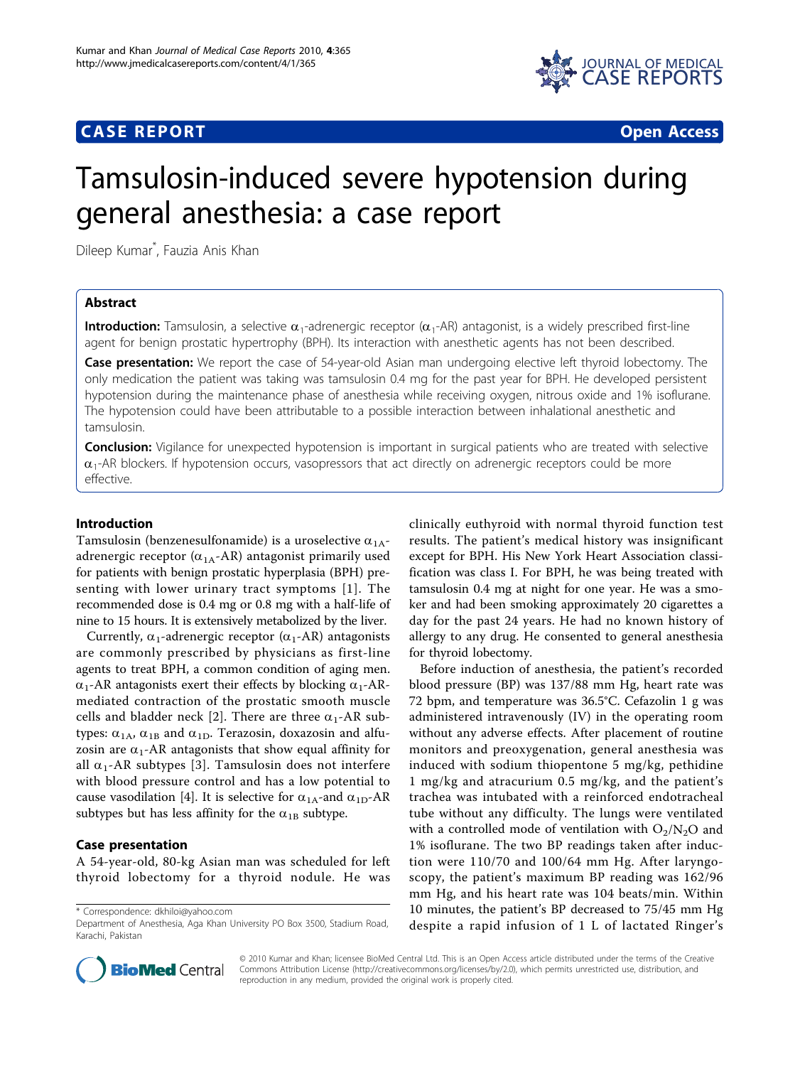CASE REPORT

Open Access

# Tamsulosin-induced severe hypotension during general anesthesia: a case report

Dileep Kumar*, Fauzia Anis Khan

## Abstract

**Introduction:** Tamsulosin, a selective $\alpha_1$-adrenergic receptor ($\alpha_1$-AR) antagonist, is a widely prescribed first-line agent for benign prostatic hypertrophy (BPH). Its interaction with anesthetic agents has not been described.

**Case presentation:** We report the case of 54-year-old Asian man undergoing elective left thyroid lobectomy. The only medication the patient was taking was tamsulosin 0.4 mg for the past year for BPH. He developed persistent hypotension during the maintenance phase of anesthesia while receiving oxygen, nitrous oxide and 1% isoflurane. The hypotension could have been attributable to a possible interaction between inhalational anesthetic and tamsulosin.

**Conclusion:** Vigilance for unexpected hypotension is important in surgical patients who are treated with selective $\alpha_1$-AR blockers. If hypotension occurs, vasopressors that act directly on adrenergic receptors could be more effective.

## Introduction

Tamsulosin (benzenesulfonamide) is a uroselective $\alpha_{1A}$-adrenergic receptor ($\alpha_{1A}$-AR) antagonist primarily used for patients with benign prostatic hyperplasia (BPH) presenting with lower urinary tract symptoms [1]. The recommended dose is 0.4 mg or 0.8 mg with a half-life of nine to 15 hours. It is extensively metabolized by the liver.

Currently, $\alpha_1$-adrenergic receptor ($\alpha_1$-AR) antagonists are commonly prescribed by physicians as first-line agents to treat BPH, a common condition of aging men. $\alpha_1$-AR antagonists exert their effects by blocking $\alpha_1$-AR-mediated contraction of the prostatic smooth muscle cells and bladder neck [2]. There are three $\alpha_1$-AR subtypes: $\alpha_{1A}$, $\alpha_{1B}$ and $\alpha_{1D}$. Terazosin, doxazosin and alfuzosin are $\alpha_1$-AR antagonists that show equal affinity for all $\alpha_1$-AR subtypes [3]. Tamsulosin does not interfere with blood pressure control and has a low potential to cause vasodilation [4]. It is selective for $\alpha_{1A}$-and $\alpha_{1D}$-AR subtypes but has less affinity for the $\alpha_{1B}$ subtype.

## Case presentation

A 54-year-old, 80-kg Asian man was scheduled for left thyroid lobectomy for a thyroid nodule. He was clinically euthyroid with normal thyroid function test results. The patient's medical history was insignificant except for BPH. His New York Heart Association classification was class I. For BPH, he was being treated with tamsulosin 0.4 mg at night for one year. He was a smoker and had been smoking approximately 20 cigarettes a day for the past 24 years. He had no known history of allergy to any drug. He consented to general anesthesia for thyroid lobectomy.

Before induction of anesthesia, the patient's recorded blood pressure (BP) was 137/88 mm Hg, heart rate was 72 bpm, and temperature was 36.5°C. Cefazolin 1 g was administered intravenously (IV) in the operating room without any adverse effects. After placement of routine monitors and preoxygenation, general anesthesia was induced with sodium thiopentone 5 mg/kg, pethidine 1 mg/kg and atracurium 0.5 mg/kg, and the patient's trachea was intubated with a reinforced endotracheal tube without any difficulty. The lungs were ventilated with a controlled mode of ventilation with $O_2$/$N_2O$ and 1% isoflurane. The two BP readings taken after induction were 110/70 and 100/64 mm Hg. After laryngoscopy, the patient's maximum BP reading was 162/96 mm Hg, and his heart rate was 104 beats/min. Within 10 minutes, the patient's BP decreased to 75/45 mm Hg despite a rapid infusion of 1 L of lactated Ringer's

* Correspondence: dkhiloi@yahoo.com
Department of Anesthesia, Aga Khan University PO Box 3500, Stadium Road, Karachi, Pakistan

© 2010 Kumar and Khan; licensee BioMed Central Ltd. This is an Open Access article distributed under the terms of the Creative Commons Attribution License (http://creativecommons.org/licenses/by/2.0), which permits unrestricted use, distribution, and reproduction in any medium, provided the original work is properly cited.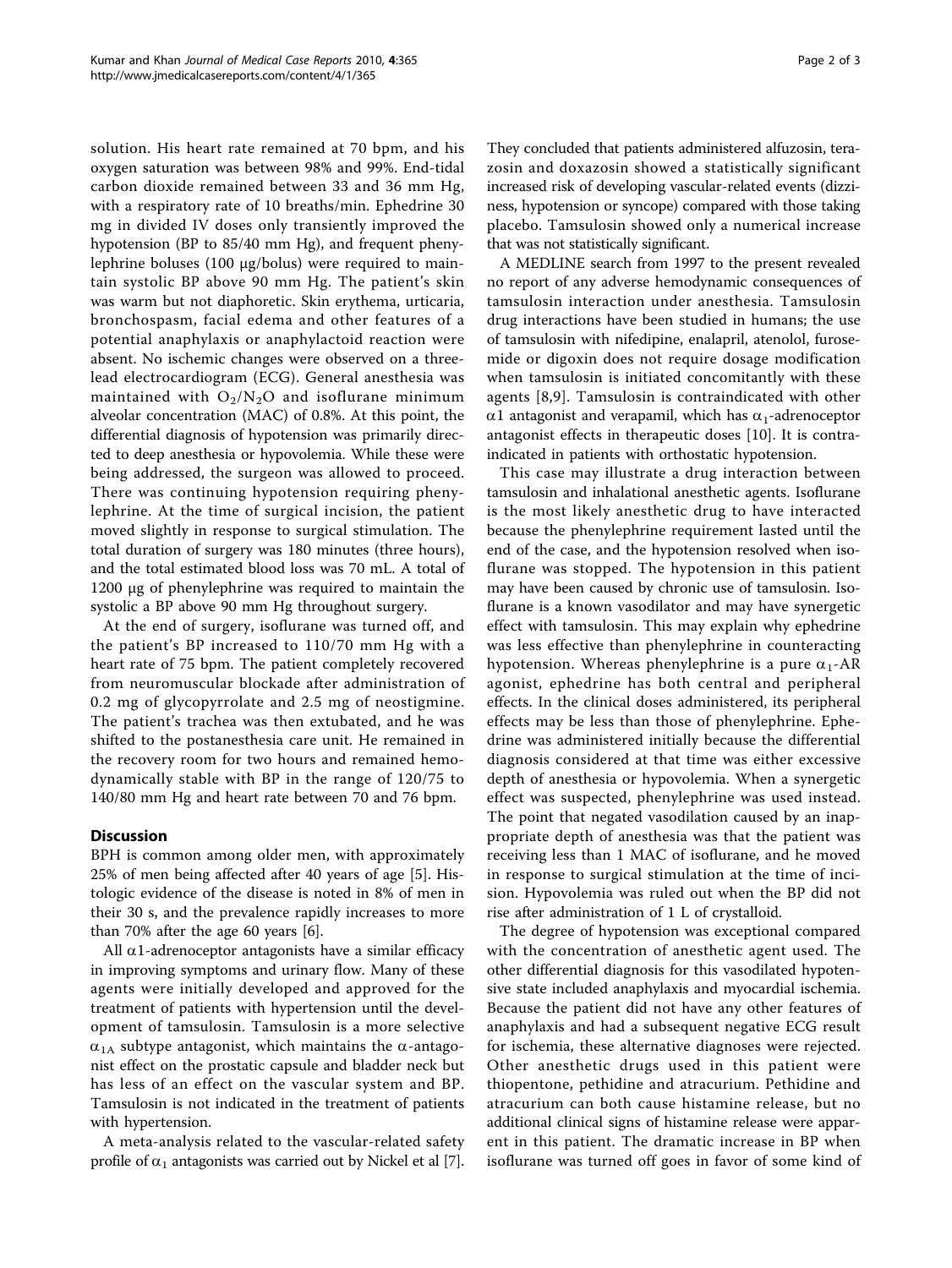solution. His heart rate remained at 70 bpm, and his oxygen saturation was between 98% and 99%. End-tidal carbon dioxide remained between 33 and 36 mm Hg, with a respiratory rate of 10 breaths/min. Ephedrine 30 mg in divided IV doses only transiently improved the hypotension (BP to 85/40 mm Hg), and frequent phenylephrine boluses (100 μg/bolus) were required to maintain systolic BP above 90 mm Hg. The patient's skin was warm but not diaphoretic. Skin erythema, urticaria, bronchospasm, facial edema and other features of a potential anaphylaxis or anaphylactoid reaction were absent. No ischemic changes were observed on a three-lead electrocardiogram (ECG). General anesthesia was maintained with $O_2/N_2O$ and isoflurane minimum alveolar concentration (MAC) of 0.8%. At this point, the differential diagnosis of hypotension was primarily directed to deep anesthesia or hypovolemia. While these were being addressed, the surgeon was allowed to proceed. There was continuing hypotension requiring phenylephrine. At the time of surgical incision, the patient moved slightly in response to surgical stimulation. The total duration of surgery was 180 minutes (three hours), and the total estimated blood loss was 70 mL. A total of 1200 μg of phenylephrine was required to maintain the systolic a BP above 90 mm Hg throughout surgery.

At the end of surgery, isoflurane was turned off, and the patient's BP increased to 110/70 mm Hg with a heart rate of 75 bpm. The patient completely recovered from neuromuscular blockade after administration of 0.2 mg of glycopyrrolate and 2.5 mg of neostigmine. The patient's trachea was then extubated, and he was shifted to the postanesthesia care unit. He remained in the recovery room for two hours and remained hemodynamically stable with BP in the range of 120/75 to 140/80 mm Hg and heart rate between 70 and 76 bpm.

## Discussion

BPH is common among older men, with approximately 25% of men being affected after 40 years of age [5]. Histologic evidence of the disease is noted in 8% of men in their 30 s, and the prevalence rapidly increases to more than 70% after the age 60 years [6].

All $\alpha$1-adrenoceptor antagonists have a similar efficacy in improving symptoms and urinary flow. Many of these agents were initially developed and approved for the treatment of patients with hypertension until the development of tamsulosin. Tamsulosin is a more selective $\alpha_{1A}$ subtype antagonist, which maintains the $\alpha$-antagonist effect on the prostatic capsule and bladder neck but has less of an effect on the vascular system and BP. Tamsulosin is not indicated in the treatment of patients with hypertension.

A meta-analysis related to the vascular-related safety profile of $\alpha_1$ antagonists was carried out by Nickel et al [7]. They concluded that patients administered alfuzosin, terazosin and doxazosin showed a statistically significant increased risk of developing vascular-related events (dizziness, hypotension or syncope) compared with those taking placebo. Tamsulosin showed only a numerical increase that was not statistically significant.

A MEDLINE search from 1997 to the present revealed no report of any adverse hemodynamic consequences of tamsulosin interaction under anesthesia. Tamsulosin drug interactions have been studied in humans; the use of tamsulosin with nifedipine, enalapril, atenolol, furosemide or digoxin does not require dosage modification when tamsulosin is initiated concomitantly with these agents [8,9]. Tamsulosin is contraindicated with other $\alpha$1 antagonist and verapamil, which has $\alpha_1$-adrenoceptor antagonist effects in therapeutic doses [10]. It is contraindicated in patients with orthostatic hypotension.

This case may illustrate a drug interaction between tamsulosin and inhalational anesthetic agents. Isoflurane is the most likely anesthetic drug to have interacted because the phenylephrine requirement lasted until the end of the case, and the hypotension resolved when isoflurane was stopped. The hypotension in this patient may have been caused by chronic use of tamsulosin. Isoflurane is a known vasodilator and may have synergetic effect with tamsulosin. This may explain why ephedrine was less effective than phenylephrine in counteracting hypotension. Whereas phenylephrine is a pure $\alpha_1$-AR agonist, ephedrine has both central and peripheral effects. In the clinical doses administered, its peripheral effects may be less than those of phenylephrine. Ephedrine was administered initially because the differential diagnosis considered at that time was either excessive depth of anesthesia or hypovolemia. When a synergetic effect was suspected, phenylephrine was used instead. The point that negated vasodilation caused by an inappropriate depth of anesthesia was that the patient was receiving less than 1 MAC of isoflurane, and he moved in response to surgical stimulation at the time of incision. Hypovolemia was ruled out when the BP did not rise after administration of 1 L of crystalloid.

The degree of hypotension was exceptional compared with the concentration of anesthetic agent used. The other differential diagnosis for this vasodilated hypotensive state included anaphylaxis and myocardial ischemia. Because the patient did not have any other features of anaphylaxis and had a subsequent negative ECG result for ischemia, these alternative diagnoses were rejected. Other anesthetic drugs used in this patient were thiopentone, pethidine and atracurium. Pethidine and atracurium can both cause histamine release, but no additional clinical signs of histamine release were apparent in this patient. The dramatic increase in BP when isoflurane was turned off goes in favor of some kind of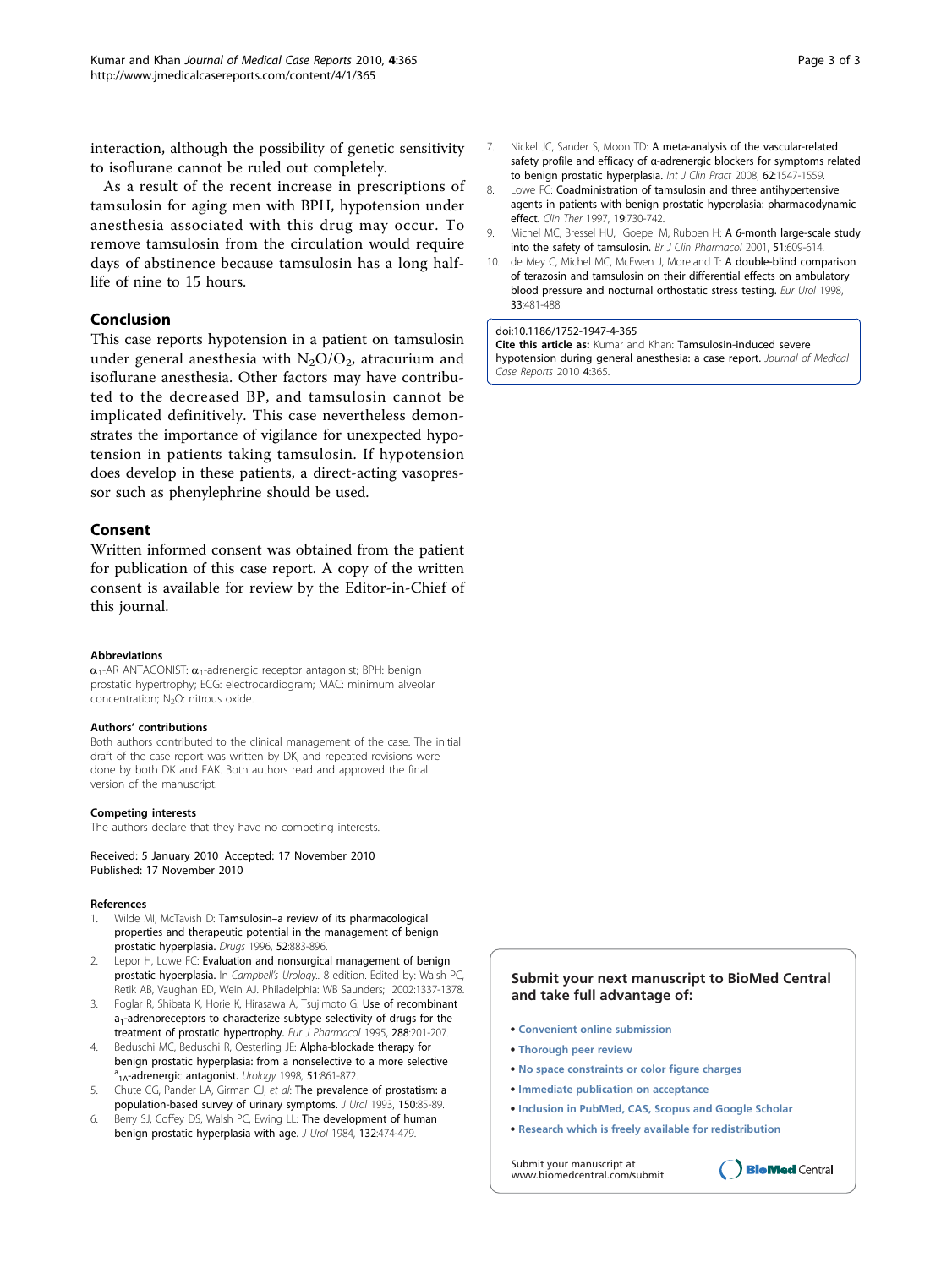interaction, although the possibility of genetic sensitivity to isoflurane cannot be ruled out completely.

As a result of the recent increase in prescriptions of tamsulosin for aging men with BPH, hypotension under anesthesia associated with this drug may occur. To remove tamsulosin from the circulation would require days of abstinence because tamsulosin has a long half-life of nine to 15 hours.

## Conclusion

This case reports hypotension in a patient on tamsulosin under general anesthesia with $N_2O/O_2$, atracurium and isoflurane anesthesia. Other factors may have contributed to the decreased BP, and tamsulosin cannot be implicated definitively. This case nevertheless demonstrates the importance of vigilance for unexpected hypotension in patients taking tamsulosin. If hypotension does develop in these patients, a direct-acting vasopressor such as phenylephrine should be used.

## Consent

Written informed consent was obtained from the patient for publication of this case report. A copy of the written consent is available for review by the Editor-in-Chief of this journal.

#### Abbreviations

$\alpha_1$-AR ANTAGONIST: $\alpha_1$-adrenergic receptor antagonist; BPH: benign prostatic hypertrophy; ECG: electrocardiogram; MAC: minimum alveolar concentration; $N_2O$: nitrous oxide.

#### Authors' contributions

Both authors contributed to the clinical management of the case. The initial draft of the case report was written by DK, and repeated revisions were done by both DK and FAK. Both authors read and approved the final version of the manuscript.

#### Competing interests

The authors declare that they have no competing interests.

Received: 5 January 2010 Accepted: 17 November 2010
Published: 17 November 2010

#### References

1. Wilde MI, McTavish D: **Tamsulosin–a review of its pharmacological properties and therapeutic potential in the management of benign prostatic hyperplasia.** *Drugs* 1996, **52**:883-896.
2. Lepor H, Lowe FC: **Evaluation and nonsurgical management of benign prostatic hyperplasia.** In *Campbell's Urology.*. 8 edition. Edited by: Walsh PC, Retik AB, Vaughan ED, Wein AJ. Philadelphia: WB Saunders; 2002:1337-1378.
3. Foglar R, Shibata K, Horie K, Hirasawa A, Tsujimoto G: **Use of recombinant $a_1$-adrenoreceptors to characterize subtype selectivity of drugs for the treatment of prostatic hypertrophy.** *Eur J Pharmacol* 1995, **288**:201-207.
4. Beduschi MC, Beduschi R, Oesterling JE: **Alpha-blockade therapy for benign prostatic hyperplasia: from a nonselective to a more selective $^{a}{}_{1A}$-adrenergic antagonist.** *Urology* 1998, **51**:861-872.
5. Chute CG, Pander LA, Girman CJ, *et al*: **The prevalence of prostatism: a population-based survey of urinary symptoms.** *J Urol* 1993, **150**:85-89.
6. Berry SJ, Coffey DS, Walsh PC, Ewing LL: **The development of human benign prostatic hyperplasia with age.** *J Urol* 1984, **132**:474-479.
7. Nickel JC, Sander S, Moon TD: **A meta-analysis of the vascular-related safety profile and efficacy of α-adrenergic blockers for symptoms related to benign prostatic hyperplasia.** *Int J Clin Pract* 2008, **62**:1547-1559.
8. Lowe FC: **Coadministration of tamsulosin and three antihypertensive agents in patients with benign prostatic hyperplasia: pharmacodynamic effect.** *Clin Ther* 1997, **19**:730-742.
9. Michel MC, Bressel HU, Goepel M, Rubben H: **A 6-month large-scale study into the safety of tamsulosin.** *Br J Clin Pharmacol* 2001, **51**:609-614.
10. de Mey C, Michel MC, McEwen J, Moreland T: **A double-blind comparison of terazosin and tamsulosin on their differential effects on ambulatory blood pressure and nocturnal orthostatic stress testing.** *Eur Urol* 1998, **33**:481-488.

doi:10.1186/1752-1947-4-365
**Cite this article as:** Kumar and Khan: Tamsulosin-induced severe hypotension during general anesthesia: a case report. *Journal of Medical Case Reports* 2010 **4**:365.

**Submit your next manuscript to BioMed Central and take full advantage of:**

- **Convenient online submission**
- **Thorough peer review**
- **No space constraints or color figure charges**
- **Immediate publication on acceptance**
- **Inclusion in PubMed, CAS, Scopus and Google Scholar**
- **Research which is freely available for redistribution**

Submit your manuscript at
www.biomedcentral.com/submit

BioMed Central